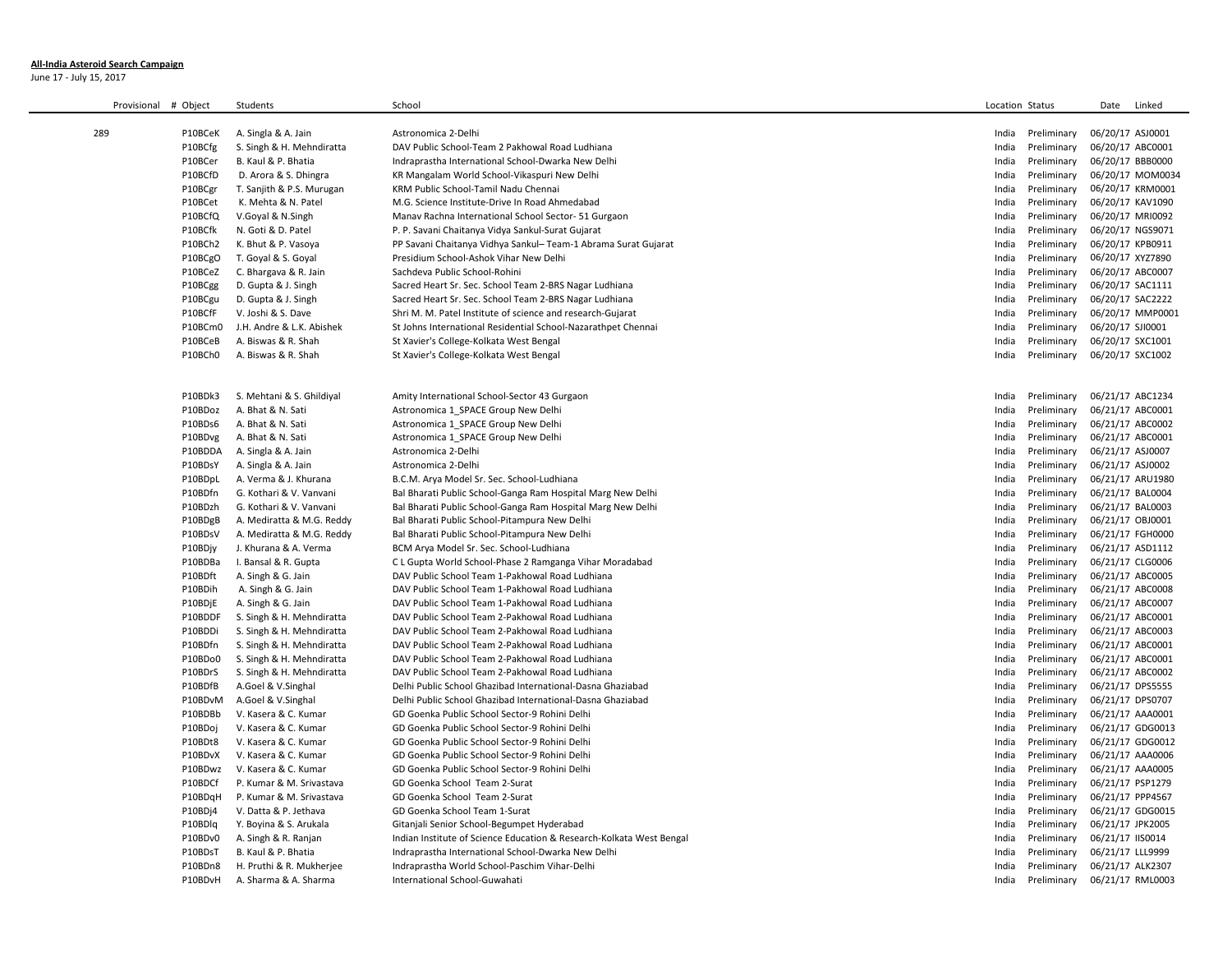**All-India Asteroid Search Campaign**

June 17 - July 15, 2017

| Provisional # | Object | Students | School | Location | Status | Date | Linked |
|---|---|---|---|---|---|---|---|
| 289 | P10BCeK | A. Singla & A. Jain | Astronomica 2-Delhi | India | Preliminary | 06/20/17 | ASJ0001 |
| | P10BCfg | S. Singh & H. Mehndiratta | DAV Public School-Team 2 Pakhowal Road Ludhiana | India | Preliminary | 06/20/17 | ABC0001 |
| | P10BCer | B. Kaul & P. Bhatia | Indraprastha International School-Dwarka New Delhi | India | Preliminary | 06/20/17 | BBB0000 |
| | P10BCfD | D. Arora & S. Dhingra | KR Mangalam World School-Vikaspuri New Delhi | India | Preliminary | 06/20/17 | MOM0034 |
| | P10BCgr | T. Sanjith & P.S. Murugan | KRM Public School-Tamil Nadu Chennai | India | Preliminary | 06/20/17 | KRM0001 |
| | P10BCet | K. Mehta & N. Patel | M.G. Science Institute-Drive In Road Ahmedabad | India | Preliminary | 06/20/17 | KAV1090 |
| | P10BCfQ | V.Goyal & N.Singh | Manav Rachna International School Sector- 51 Gurgaon | India | Preliminary | 06/20/17 | MRI0092 |
| | P10BCfk | N. Goti & D. Patel | P. P. Savani Chaitanya Vidya Sankul-Surat Gujarat | India | Preliminary | 06/20/17 | NGS9071 |
| | P10BCh2 | K. Bhut & P. Vasoya | PP Savani Chaitanya Vidhya Sankul– Team-1 Abrama Surat Gujarat | India | Preliminary | 06/20/17 | KPB0911 |
| | P10BCgO | T. Goyal & S. Goyal | Presidium School-Ashok Vihar New Delhi | India | Preliminary | 06/20/17 | XYZ7890 |
| | P10BCeZ | C. Bhargava & R. Jain | Sachdeva Public School-Rohini | India | Preliminary | 06/20/17 | ABC0007 |
| | P10BCgg | D. Gupta & J. Singh | Sacred Heart Sr. Sec. School Team 2-BRS Nagar Ludhiana | India | Preliminary | 06/20/17 | SAC1111 |
| | P10BCgu | D. Gupta & J. Singh | Sacred Heart Sr. Sec. School Team 2-BRS Nagar Ludhiana | India | Preliminary | 06/20/17 | SAC2222 |
| | P10BCfF | V. Joshi & S. Dave | Shri M. M. Patel Institute of science and research-Gujarat | India | Preliminary | 06/20/17 | MMP0001 |
| | P10BCm0 | J.H. Andre & L.K. Abishek | St Johns International Residential School-Nazarathpet Chennai | India | Preliminary | 06/20/17 | SJI0001 |
| | P10BCeB | A. Biswas & R. Shah | St Xavier's College-Kolkata West Bengal | India | Preliminary | 06/20/17 | SXC1001 |
| | P10BCh0 | A. Biswas & R. Shah | St Xavier's College-Kolkata West Bengal | India | Preliminary | 06/20/17 | SXC1002 |
| | | | | | | | |
| | P10BDk3 | S. Mehtani & S. Ghildiyal | Amity International School-Sector 43 Gurgaon | India | Preliminary | 06/21/17 | ABC1234 |
| | P10BDoz | A. Bhat & N. Sati | Astronomica 1_SPACE Group New Delhi | India | Preliminary | 06/21/17 | ABC0001 |
| | P10BDs6 | A. Bhat & N. Sati | Astronomica 1_SPACE Group New Delhi | India | Preliminary | 06/21/17 | ABC0002 |
| | P10BDvg | A. Bhat & N. Sati | Astronomica 1_SPACE Group New Delhi | India | Preliminary | 06/21/17 | ABC0001 |
| | P10BDDA | A. Singla & A. Jain | Astronomica 2-Delhi | India | Preliminary | 06/21/17 | ASJ0007 |
| | P10BDsY | A. Singla & A. Jain | Astronomica 2-Delhi | India | Preliminary | 06/21/17 | ASJ0002 |
| | P10BDpL | A. Verma & J. Khurana | B.C.M. Arya Model Sr. Sec. School-Ludhiana | India | Preliminary | 06/21/17 | ARU1980 |
| | P10BDfn | G. Kothari & V. Vanvani | Bal Bharati Public School-Ganga Ram Hospital Marg New Delhi | India | Preliminary | 06/21/17 | BAL0004 |
| | P10BDzh | G. Kothari & V. Vanvani | Bal Bharati Public School-Ganga Ram Hospital Marg New Delhi | India | Preliminary | 06/21/17 | BAL0003 |
| | P10BDgB | A. Mediratta & M.G. Reddy | Bal Bharati Public School-Pitampura New Delhi | India | Preliminary | 06/21/17 | OBJ0001 |
| | P10BDsV | A. Mediratta & M.G. Reddy | Bal Bharati Public School-Pitampura New Delhi | India | Preliminary | 06/21/17 | FGH0000 |
| | P10BDjy | J. Khurana & A. Verma | BCM Arya Model Sr. Sec. School-Ludhiana | India | Preliminary | 06/21/17 | ASD1112 |
| | P10BDBa | I. Bansal & R. Gupta | C L Gupta World School-Phase 2 Ramganga Vihar Moradabad | India | Preliminary | 06/21/17 | CLG0006 |
| | P10BDft | A. Singh & G. Jain | DAV Public School Team 1-Pakhowal Road Ludhiana | India | Preliminary | 06/21/17 | ABC0005 |
| | P10BDih | A. Singh & G. Jain | DAV Public School Team 1-Pakhowal Road Ludhiana | India | Preliminary | 06/21/17 | ABC0008 |
| | P10BDjE | A. Singh & G. Jain | DAV Public School Team 1-Pakhowal Road Ludhiana | India | Preliminary | 06/21/17 | ABC0007 |
| | P10BDDF | S. Singh & H. Mehndiratta | DAV Public School Team 2-Pakhowal Road Ludhiana | India | Preliminary | 06/21/17 | ABC0001 |
| | P10BDDi | S. Singh & H. Mehndiratta | DAV Public School Team 2-Pakhowal Road Ludhiana | India | Preliminary | 06/21/17 | ABC0003 |
| | P10BDfn | S. Singh & H. Mehndiratta | DAV Public School Team 2-Pakhowal Road Ludhiana | India | Preliminary | 06/21/17 | ABC0001 |
| | P10BDo0 | S. Singh & H. Mehndiratta | DAV Public School Team 2-Pakhowal Road Ludhiana | India | Preliminary | 06/21/17 | ABC0001 |
| | P10BDrS | S. Singh & H. Mehndiratta | DAV Public School Team 2-Pakhowal Road Ludhiana | India | Preliminary | 06/21/17 | ABC0002 |
| | P10BDfB | A.Goel & V.Singhal | Delhi Public School Ghazibad International-Dasna Ghaziabad | India | Preliminary | 06/21/17 | DPS5555 |
| | P10BDvM | A.Goel & V.Singhal | Delhi Public School Ghazibad International-Dasna Ghaziabad | India | Preliminary | 06/21/17 | DPS0707 |
| | P10BDBb | V. Kasera & C. Kumar | GD Goenka Public School Sector-9 Rohini Delhi | India | Preliminary | 06/21/17 | AAA0001 |
| | P10BDoj | V. Kasera & C. Kumar | GD Goenka Public School Sector-9 Rohini Delhi | India | Preliminary | 06/21/17 | GDG0013 |
| | P10BDt8 | V. Kasera & C. Kumar | GD Goenka Public School Sector-9 Rohini Delhi | India | Preliminary | 06/21/17 | GDG0012 |
| | P10BDvX | V. Kasera & C. Kumar | GD Goenka Public School Sector-9 Rohini Delhi | India | Preliminary | 06/21/17 | AAA0006 |
| | P10BDwz | V. Kasera & C. Kumar | GD Goenka Public School Sector-9 Rohini Delhi | India | Preliminary | 06/21/17 | AAA0005 |
| | P10BDCf | P. Kumar & M. Srivastava | GD Goenka School Team 2-Surat | India | Preliminary | 06/21/17 | PSP1279 |
| | P10BDqH | P. Kumar & M. Srivastava | GD Goenka School Team 2-Surat | India | Preliminary | 06/21/17 | PPP4567 |
| | P10BDj4 | V. Datta & P. Jethava | GD Goenka School Team 1-Surat | India | Preliminary | 06/21/17 | GDG0015 |
| | P10BDlq | Y. Boyina & S. Arukala | Gitanjali Senior School-Begumpet Hyderabad | India | Preliminary | 06/21/17 | JPK2005 |
| | P10BDv0 | A. Singh & R. Ranjan | Indian Institute of Science Education & Research-Kolkata West Bengal | India | Preliminary | 06/21/17 | IIS0014 |
| | P10BDsT | B. Kaul & P. Bhatia | Indraprastha International School-Dwarka New Delhi | India | Preliminary | 06/21/17 | LLL9999 |
| | P10BDn8 | H. Pruthi & R. Mukherjee | Indraprastha World School-Paschim Vihar-Delhi | India | Preliminary | 06/21/17 | ALK2307 |
| | P10BDvH | A. Sharma & A. Sharma | International School-Guwahati | India | Preliminary | 06/21/17 | RML0003 |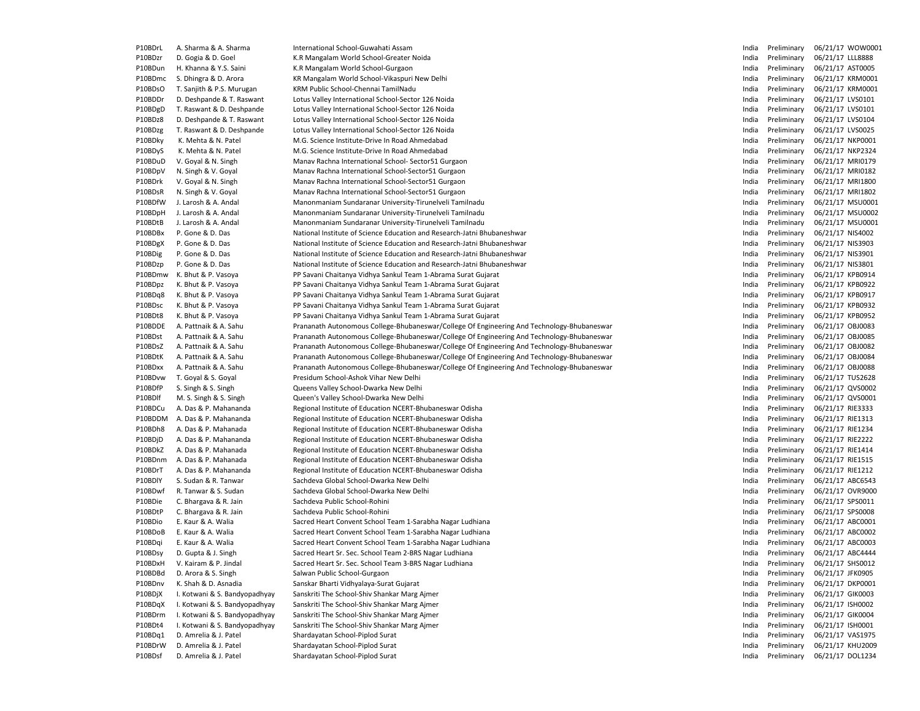| | | | | | | |
|---|---|---|---|---|---|---|
| P10BDrL | A. Sharma & A. Sharma | International School-Guwahati Assam | India | Preliminary | 06/21/17 | WOW0001 |
| P10BDzr | D. Gogia & D. Goel | K.R Mangalam World School-Greater Noida | India | Preliminary | 06/21/17 | LLL8888 |
| P10BDun | H. Khanna & Y.S. Saini | K.R Mangalam World School-Gurgaon | India | Preliminary | 06/21/17 | AST0005 |
| P10BDmc | S. Dhingra & D. Arora | KR Mangalam World School-Vikaspuri New Delhi | India | Preliminary | 06/21/17 | KRM0001 |
| P10BDsO | T. Sanjith & P.S. Murugan | KRM Public School-Chennai TamilNadu | India | Preliminary | 06/21/17 | KRM0001 |
| P10BDDr | D. Deshpande & T. Raswant | Lotus Valley International School-Sector 126 Noida | India | Preliminary | 06/21/17 | LVS0101 |
| P10BDgD | T. Raswant & D. Deshpande | Lotus Valley International School-Sector 126 Noida | India | Preliminary | 06/21/17 | LVS0101 |
| P10BDz8 | D. Deshpande & T. Raswant | Lotus Valley International School-Sector 126 Noida | India | Preliminary | 06/21/17 | LVS0104 |
| P10BDzg | T. Raswant & D. Deshpande | Lotus Valley International School-Sector 126 Noida | India | Preliminary | 06/21/17 | LVS0025 |
| P10BDky | K. Mehta & N. Patel | M.G. Science Institute-Drive In Road Ahmedabad | India | Preliminary | 06/21/17 | NKP0001 |
| P10BDyS | K. Mehta & N. Patel | M.G. Science Institute-Drive In Road Ahmedabad | India | Preliminary | 06/21/17 | NKP2324 |
| P10BDuD | V. Goyal & N. Singh | Manav Rachna International School- Sector51 Gurgaon | India | Preliminary | 06/21/17 | MRI0179 |
| P10BDpV | N. Singh & V. Goyal | Manav Rachna International School-Sector51 Gurgaon | India | Preliminary | 06/21/17 | MRI0182 |
| P10BDrk | V. Goyal & N. Singh | Manav Rachna International School-Sector51 Gurgaon | India | Preliminary | 06/21/17 | MRI1800 |
| P10BDsR | N. Singh & V. Goyal | Manav Rachna International School-Sector51 Gurgaon | India | Preliminary | 06/21/17 | MRI1802 |
| P10BDfW | J. Larosh & A. Andal | Manonmaniam Sundaranar University-Tirunelveli Tamilnadu | India | Preliminary | 06/21/17 | MSU0001 |
| P10BDpH | J. Larosh & A. Andal | Manonmaniam Sundaranar University-Tirunelveli Tamilnadu | India | Preliminary | 06/21/17 | MSU0002 |
| P10BDtB | J. Larosh & A. Andal | Manonmaniam Sundaranar University-Tirunelveli Tamilnadu | India | Preliminary | 06/21/17 | MSU0001 |
| P10BDBx | P. Gone & D. Das | National Institute of Science Education and Research-Jatni Bhubaneshwar | India | Preliminary | 06/21/17 | NIS4002 |
| P10BDgX | P. Gone & D. Das | National Institute of Science Education and Research-Jatni Bhubaneshwar | India | Preliminary | 06/21/17 | NIS3903 |
| P10BDig | P. Gone & D. Das | National Institute of Science Education and Research-Jatni Bhubaneshwar | India | Preliminary | 06/21/17 | NIS3901 |
| P10BDzp | P. Gone & D. Das | National Institute of Science Education and Research-Jatni Bhubaneshwar | India | Preliminary | 06/21/17 | NIS3801 |
| P10BDmw | K. Bhut & P. Vasoya | PP Savani Chaitanya Vidhya Sankul Team 1-Abrama Surat Gujarat | India | Preliminary | 06/21/17 | KPB0914 |
| P10BDpz | K. Bhut & P. Vasoya | PP Savani Chaitanya Vidhya Sankul Team 1-Abrama Surat Gujarat | India | Preliminary | 06/21/17 | KPB0922 |
| P10BDq8 | K. Bhut & P. Vasoya | PP Savani Chaitanya Vidhya Sankul Team 1-Abrama Surat Gujarat | India | Preliminary | 06/21/17 | KPB0917 |
| P10BDsc | K. Bhut & P. Vasoya | PP Savani Chaitanya Vidhya Sankul Team 1-Abrama Surat Gujarat | India | Preliminary | 06/21/17 | KPB0932 |
| P10BDt8 | K. Bhut & P. Vasoya | PP Savani Chaitanya Vidhya Sankul Team 1-Abrama Surat Gujarat | India | Preliminary | 06/21/17 | KPB0952 |
| P10BDDE | A. Pattnaik & A. Sahu | Prananath Autonomous College-Bhubaneswar/College Of Engineering And Technology-Bhubaneswar | India | Preliminary | 06/21/17 | OBJ0083 |
| P10BDst | A. Pattnaik & A. Sahu | Prananath Autonomous College-Bhubaneswar/College Of Engineering And Technology-Bhubaneswar | India | Preliminary | 06/21/17 | OBJ0085 |
| P10BDsZ | A. Pattnaik & A. Sahu | Prananath Autonomous College-Bhubaneswar/College Of Engineering And Technology-Bhubaneswar | India | Preliminary | 06/21/17 | OBJ0082 |
| P10BDtK | A. Pattnaik & A. Sahu | Prananath Autonomous College-Bhubaneswar/College Of Engineering And Technology-Bhubaneswar | India | Preliminary | 06/21/17 | OBJ0084 |
| P10BDxx | A. Pattnaik & A. Sahu | Prananath Autonomous College-Bhubaneswar/College Of Engineering And Technology-Bhubaneswar | India | Preliminary | 06/21/17 | OBJ0088 |
| P10BDvw | T. Goyal & S. Goyal | Presidum School-Ashok Vihar New Delhi | India | Preliminary | 06/21/17 | TUS2628 |
| P10BDfP | S. Singh & S. Singh | Queens Valley School-Dwarka New Delhi | India | Preliminary | 06/21/17 | QVS0002 |
| P10BDlf | M. S. Singh & S. Singh | Queen's Valley School-Dwarka New Delhi | India | Preliminary | 06/21/17 | QVS0001 |
| P10BDCu | A. Das & P. Mahananda | Regional Institute of Education NCERT-Bhubaneswar Odisha | India | Preliminary | 06/21/17 | RIE3333 |
| P10BDDM | A. Das & P. Mahananda | Regional Institute of Education NCERT-Bhubaneswar Odisha | India | Preliminary | 06/21/17 | RIE1313 |
| P10BDh8 | A. Das & P. Mahanada | Regional Institute of Education NCERT-Bhubaneswar Odisha | India | Preliminary | 06/21/17 | RIE1234 |
| P10BDjD | A. Das & P. Mahananda | Regional Institute of Education NCERT-Bhubaneswar Odisha | India | Preliminary | 06/21/17 | RIE2222 |
| P10BDkZ | A. Das & P. Mahanada | Regional Institute of Education NCERT-Bhubaneswar Odisha | India | Preliminary | 06/21/17 | RIE1414 |
| P10BDnm | A. Das & P. Mahanada | Regional Institute of Education NCERT-Bhubaneswar Odisha | India | Preliminary | 06/21/17 | RIE1515 |
| P10BDrT | A. Das & P. Mahananda | Regional Institute of Education NCERT-Bhubaneswar Odisha | India | Preliminary | 06/21/17 | RIE1212 |
| P10BDlY | S. Sudan & R. Tanwar | Sachdeva Global School-Dwarka New Delhi | India | Preliminary | 06/21/17 | ABC6543 |
| P10BDwf | R. Tanwar & S. Sudan | Sachdeva Global School-Dwarka New Delhi | India | Preliminary | 06/21/17 | OVR9000 |
| P10BDie | C. Bhargava & R. Jain | Sachdeva Public School-Rohini | India | Preliminary | 06/21/17 | SPS0011 |
| P10BDtP | C. Bhargava & R. Jain | Sachdeva Public School-Rohini | India | Preliminary | 06/21/17 | SPS0008 |
| P10BDio | E. Kaur & A. Walia | Sacred Heart Convent School Team 1-Sarabha Nagar Ludhiana | India | Preliminary | 06/21/17 | ABC0001 |
| P10BDoB | E. Kaur & A. Walia | Sacred Heart Convent School Team 1-Sarabha Nagar Ludhiana | India | Preliminary | 06/21/17 | ABC0002 |
| P10BDqi | E. Kaur & A. Walia | Sacred Heart Convent School Team 1-Sarabha Nagar Ludhiana | India | Preliminary | 06/21/17 | ABC0003 |
| P10BDsy | D. Gupta & J. Singh | Sacred Heart Sr. Sec. School Team 2-BRS Nagar Ludhiana | India | Preliminary | 06/21/17 | ABC4444 |
| P10BDxH | V. Kairam & P. Jindal | Sacred Heart Sr. Sec. School Team 3-BRS Nagar Ludhiana | India | Preliminary | 06/21/17 | SHS0012 |
| P10BDBd | D. Arora & S. Singh | Salwan Public School-Gurgaon | India | Preliminary | 06/21/17 | JFK0905 |
| P10BDnv | K. Shah & D. Asnadia | Sanskar Bharti Vidhyalaya-Surat Gujarat | India | Preliminary | 06/21/17 | DKP0001 |
| P10BDjX | I. Kotwani & S. Bandyopadhyay | Sanskriti The School-Shiv Shankar Marg Ajmer | India | Preliminary | 06/21/17 | GIK0003 |
| P10BDqX | I. Kotwani & S. Bandyopadhyay | Sanskriti The School-Shiv Shankar Marg Ajmer | India | Preliminary | 06/21/17 | ISH0002 |
| P10BDrm | I. Kotwani & S. Bandyopadhyay | Sanskriti The School-Shiv Shankar Marg Ajmer | India | Preliminary | 06/21/17 | GIK0004 |
| P10BDt4 | I. Kotwani & S. Bandyopadhyay | Sanskriti The School-Shiv Shankar Marg Ajmer | India | Preliminary | 06/21/17 | ISH0001 |
| P10BDq1 | D. Amrelia & J. Patel | Shardayatan School-Piplod Surat | India | Preliminary | 06/21/17 | VAS1975 |
| P10BDrW | D. Amrelia & J. Patel | Shardayatan School-Piplod Surat | India | Preliminary | 06/21/17 | KHU2009 |
| P10BDsf | D. Amrelia & J. Patel | Shardayatan School-Piplod Surat | India | Preliminary | 06/21/17 | DOL1234 |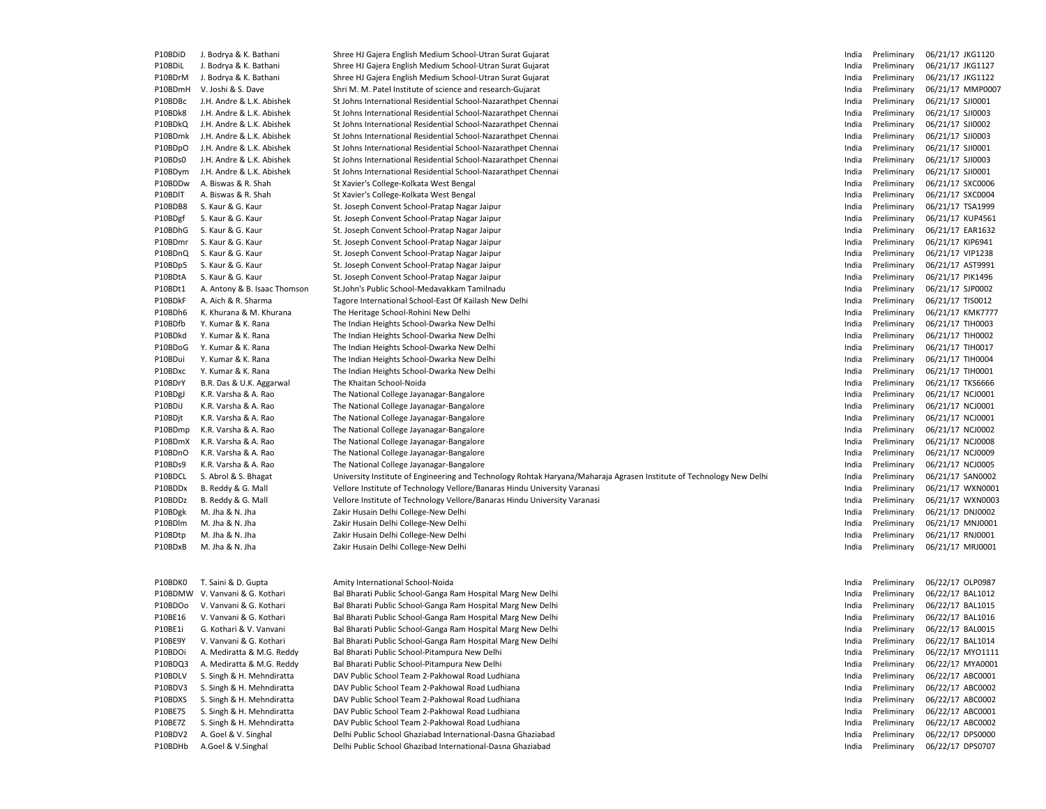| | | | | | | |
|---|---|---|---|---|---|---|
| P10BDiD | J. Bodrya & K. Bathani | Shree HJ Gajera English Medium School-Utran Surat Gujarat | India | Preliminary | 06/21/17 | JKG1120 |
| P10BDiL | J. Bodrya & K. Bathani | Shree HJ Gajera English Medium School-Utran Surat Gujarat | India | Preliminary | 06/21/17 | JKG1127 |
| P10BDrM | J. Bodrya & K. Bathani | Shree HJ Gajera English Medium School-Utran Surat Gujarat | India | Preliminary | 06/21/17 | JKG1122 |
| P10BDmH | V. Joshi & S. Dave | Shri M. M. Patel Institute of science and research-Gujarat | India | Preliminary | 06/21/17 | MMP0007 |
| P10BDBc | J.H. Andre & L.K. Abishek | St Johns International Residential School-Nazarathpet Chennai | India | Preliminary | 06/21/17 | SJI0001 |
| P10BDk8 | J.H. Andre & L.K. Abishek | St Johns International Residential School-Nazarathpet Chennai | India | Preliminary | 06/21/17 | SJI0003 |
| P10BDkQ | J.H. Andre & L.K. Abishek | St Johns International Residential School-Nazarathpet Chennai | India | Preliminary | 06/21/17 | SJI0002 |
| P10BDmk | J.H. Andre & L.K. Abishek | St Johns International Residential School-Nazarathpet Chennai | India | Preliminary | 06/21/17 | SJI0003 |
| P10BDpO | J.H. Andre & L.K. Abishek | St Johns International Residential School-Nazarathpet Chennai | India | Preliminary | 06/21/17 | SJI0001 |
| P10BDs0 | J.H. Andre & L.K. Abishek | St Johns International Residential School-Nazarathpet Chennai | India | Preliminary | 06/21/17 | SJI0003 |
| P10BDym | J.H. Andre & L.K. Abishek | St Johns International Residential School-Nazarathpet Chennai | India | Preliminary | 06/21/17 | SJI0001 |
| P10BDDw | A. Biswas & R. Shah | St Xavier's College-Kolkata West Bengal | India | Preliminary | 06/21/17 | SXC0006 |
| P10BDlT | A. Biswas & R. Shah | St Xavier's College-Kolkata West Bengal | India | Preliminary | 06/21/17 | SXC0004 |
| P10BDB8 | S. Kaur & G. Kaur | St. Joseph Convent School-Pratap Nagar Jaipur | India | Preliminary | 06/21/17 | TSA1999 |
| P10BDgf | S. Kaur & G. Kaur | St. Joseph Convent School-Pratap Nagar Jaipur | India | Preliminary | 06/21/17 | KUP4561 |
| P10BDhG | S. Kaur & G. Kaur | St. Joseph Convent School-Pratap Nagar Jaipur | India | Preliminary | 06/21/17 | EAR1632 |
| P10BDmr | S. Kaur & G. Kaur | St. Joseph Convent School-Pratap Nagar Jaipur | India | Preliminary | 06/21/17 | KIP6941 |
| P10BDnQ | S. Kaur & G. Kaur | St. Joseph Convent School-Pratap Nagar Jaipur | India | Preliminary | 06/21/17 | VIP1238 |
| P10BDp5 | S. Kaur & G. Kaur | St. Joseph Convent School-Pratap Nagar Jaipur | India | Preliminary | 06/21/17 | AST9991 |
| P10BDtA | S. Kaur & G. Kaur | St. Joseph Convent School-Pratap Nagar Jaipur | India | Preliminary | 06/21/17 | PIK1496 |
| P10BDt1 | A. Antony & B. Isaac Thomson | St.John's Public School-Medavakkam Tamilnadu | India | Preliminary | 06/21/17 | SJP0002 |
| P10BDkF | A. Aich & R. Sharma | Tagore International School-East Of Kailash New Delhi | India | Preliminary | 06/21/17 | TIS0012 |
| P10BDh6 | K. Khurana & M. Khurana | The Heritage School-Rohini New Delhi | India | Preliminary | 06/21/17 | KMK7777 |
| P10BDfb | Y. Kumar & K. Rana | The Indian Heights School-Dwarka New Delhi | India | Preliminary | 06/21/17 | TIH0003 |
| P10BDkd | Y. Kumar & K. Rana | The Indian Heights School-Dwarka New Delhi | India | Preliminary | 06/21/17 | TIH0002 |
| P10BDoG | Y. Kumar & K. Rana | The Indian Heights School-Dwarka New Delhi | India | Preliminary | 06/21/17 | TIH0017 |
| P10BDui | Y. Kumar & K. Rana | The Indian Heights School-Dwarka New Delhi | India | Preliminary | 06/21/17 | TIH0004 |
| P10BDxc | Y. Kumar & K. Rana | The Indian Heights School-Dwarka New Delhi | India | Preliminary | 06/21/17 | TIH0001 |
| P10BDrY | B.R. Das & U.K. Aggarwal | The Khaitan School-Noida | India | Preliminary | 06/21/17 | TKS6666 |
| P10BDgJ | K.R. Varsha & A. Rao | The National College Jayanagar-Bangalore | India | Preliminary | 06/21/17 | NCJ0001 |
| P10BDiJ | K.R. Varsha & A. Rao | The National College Jayanagar-Bangalore | India | Preliminary | 06/21/17 | NCJ0001 |
| P10BDjt | K.R. Varsha & A. Rao | The National College Jayanagar-Bangalore | India | Preliminary | 06/21/17 | NCJ0001 |
| P10BDmp | K.R. Varsha & A. Rao | The National College Jayanagar-Bangalore | India | Preliminary | 06/21/17 | NCJ0002 |
| P10BDmX | K.R. Varsha & A. Rao | The National College Jayanagar-Bangalore | India | Preliminary | 06/21/17 | NCJ0008 |
| P10BDnO | K.R. Varsha & A. Rao | The National College Jayanagar-Bangalore | India | Preliminary | 06/21/17 | NCJ0009 |
| P10BDs9 | K.R. Varsha & A. Rao | The National College Jayanagar-Bangalore | India | Preliminary | 06/21/17 | NCJ0005 |
| P10BDCL | S. Abrol & S. Bhagat | University Institute of Engineering and Technology Rohtak Haryana/Maharaja Agrasen Institute of Technology New Delhi | India | Preliminary | 06/21/17 | SAN0002 |
| P10BDDx | B. Reddy & G. Mall | Vellore Institute of Technology Vellore/Banaras Hindu University Varanasi | India | Preliminary | 06/21/17 | WXN0001 |
| P10BDDz | B. Reddy & G. Mall | Vellore Institute of Technology Vellore/Banaras Hindu University Varanasi | India | Preliminary | 06/21/17 | WXN0003 |
| P10BDgk | M. Jha & N. Jha | Zakir Husain Delhi College-New Delhi | India | Preliminary | 06/21/17 | DNJ0002 |
| P10BDlm | M. Jha & N. Jha | Zakir Husain Delhi College-New Delhi | India | Preliminary | 06/21/17 | MNJ0001 |
| P10BDtp | M. Jha & N. Jha | Zakir Husain Delhi College-New Delhi | India | Preliminary | 06/21/17 | RNJ0001 |
| P10BDxB | M. Jha & N. Jha | Zakir Husain Delhi College-New Delhi | India | Preliminary | 06/21/17 | MRJ0001 |

| | | | | | | |
|---|---|---|---|---|---|---|
| P10BDK0 | T. Saini & D. Gupta | Amity International School-Noida | India | Preliminary | 06/22/17 | OLP0987 |
| P10BDMW | V. Vanvani & G. Kothari | Bal Bharati Public School-Ganga Ram Hospital Marg New Delhi | India | Preliminary | 06/22/17 | BAL1012 |
| P10BDOo | V. Vanvani & G. Kothari | Bal Bharati Public School-Ganga Ram Hospital Marg New Delhi | India | Preliminary | 06/22/17 | BAL1015 |
| P10BE16 | V. Vanvani & G. Kothari | Bal Bharati Public School-Ganga Ram Hospital Marg New Delhi | India | Preliminary | 06/22/17 | BAL1016 |
| P10BE1i | G. Kothari & V. Vanvani | Bal Bharati Public School-Ganga Ram Hospital Marg New Delhi | India | Preliminary | 06/22/17 | BAL0015 |
| P10BE9Y | V. Vanvani & G. Kothari | Bal Bharati Public School-Ganga Ram Hospital Marg New Delhi | India | Preliminary | 06/22/17 | BAL1014 |
| P10BDOi | A. Mediratta & M.G. Reddy | Bal Bharati Public School-Pitampura New Delhi | India | Preliminary | 06/22/17 | MYO1111 |
| P10BDQ3 | A. Mediratta & M.G. Reddy | Bal Bharati Public School-Pitampura New Delhi | India | Preliminary | 06/22/17 | MYA0001 |
| P10BDLV | S. Singh & H. Mehndiratta | DAV Public School Team 2-Pakhowal Road Ludhiana | India | Preliminary | 06/22/17 | ABC0001 |
| P10BDV3 | S. Singh & H. Mehndiratta | DAV Public School Team 2-Pakhowal Road Ludhiana | India | Preliminary | 06/22/17 | ABC0002 |
| P10BDXS | S. Singh & H. Mehndiratta | DAV Public School Team 2-Pakhowal Road Ludhiana | India | Preliminary | 06/22/17 | ABC0002 |
| P10BE7S | S. Singh & H. Mehndiratta | DAV Public School Team 2-Pakhowal Road Ludhiana | India | Preliminary | 06/22/17 | ABC0001 |
| P10BE7Z | S. Singh & H. Mehndiratta | DAV Public School Team 2-Pakhowal Road Ludhiana | India | Preliminary | 06/22/17 | ABC0002 |
| P10BDV2 | A. Goel & V. Singhal | Delhi Public School Ghaziabad International-Dasna Ghaziabad | India | Preliminary | 06/22/17 | DPS0000 |
| P10BDHb | A.Goel & V.Singhal | Delhi Public School Ghazibad International-Dasna Ghaziabad | India | Preliminary | 06/22/17 | DPS0707 |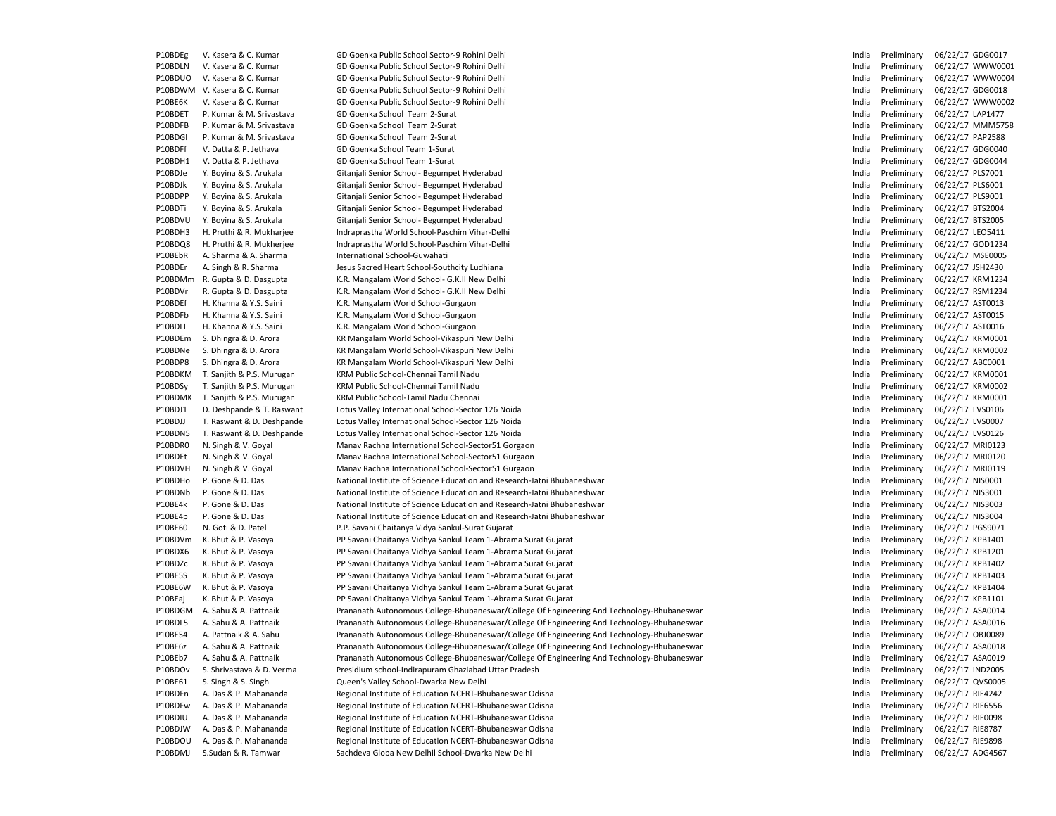| | | | | | | |
|---|---|---|---|---|---|---|
| P10BDEg | V. Kasera & C. Kumar | GD Goenka Public School Sector-9 Rohini Delhi | India | Preliminary | 06/22/17 | GDG0017 |
| P10BDLN | V. Kasera & C. Kumar | GD Goenka Public School Sector-9 Rohini Delhi | India | Preliminary | 06/22/17 | WWW0001 |
| P10BDUO | V. Kasera & C. Kumar | GD Goenka Public School Sector-9 Rohini Delhi | India | Preliminary | 06/22/17 | WWW0004 |
| P10BDWM | V. Kasera & C. Kumar | GD Goenka Public School Sector-9 Rohini Delhi | India | Preliminary | 06/22/17 | GDG0018 |
| P10BE6K | V. Kasera & C. Kumar | GD Goenka Public School Sector-9 Rohini Delhi | India | Preliminary | 06/22/17 | WWW0002 |
| P10BDET | P. Kumar & M. Srivastava | GD Goenka School Team 2-Surat | India | Preliminary | 06/22/17 | LAP1477 |
| P10BDFB | P. Kumar & M. Srivastava | GD Goenka School Team 2-Surat | India | Preliminary | 06/22/17 | MMM5758 |
| P10BDGl | P. Kumar & M. Srivastava | GD Goenka School Team 2-Surat | India | Preliminary | 06/22/17 | PAP2588 |
| P10BDFf | V. Datta & P. Jethava | GD Goenka School Team 1-Surat | India | Preliminary | 06/22/17 | GDG0040 |
| P10BDH1 | V. Datta & P. Jethava | GD Goenka School Team 1-Surat | India | Preliminary | 06/22/17 | GDG0044 |
| P10BDJe | Y. Boyina & S. Arukala | Gitanjali Senior School- Begumpet Hyderabad | India | Preliminary | 06/22/17 | PLS7001 |
| P10BDJk | Y. Boyina & S. Arukala | Gitanjali Senior School- Begumpet Hyderabad | India | Preliminary | 06/22/17 | PLS6001 |
| P10BDPP | Y. Boyina & S. Arukala | Gitanjali Senior School- Begumpet Hyderabad | India | Preliminary | 06/22/17 | PLS9001 |
| P10BDTi | Y. Boyina & S. Arukala | Gitanjali Senior School- Begumpet Hyderabad | India | Preliminary | 06/22/17 | BTS2004 |
| P10BDVU | Y. Boyina & S. Arukala | Gitanjali Senior School- Begumpet Hyderabad | India | Preliminary | 06/22/17 | BTS2005 |
| P10BDH3 | H. Pruthi & R. Mukharjee | Indraprastha World School-Paschim Vihar-Delhi | India | Preliminary | 06/22/17 | LEO5411 |
| P10BDQ8 | H. Pruthi & R. Mukherjee | Indraprastha World School-Paschim Vihar-Delhi | India | Preliminary | 06/22/17 | GOD1234 |
| P10BEbR | A. Sharma & A. Sharma | International School-Guwahati | India | Preliminary | 06/22/17 | MSE0005 |
| P10BDEr | A. Singh & R. Sharma | Jesus Sacred Heart School-Southcity Ludhiana | India | Preliminary | 06/22/17 | JSH2430 |
| P10BDMm | R. Gupta & D. Dasgupta | K.R. Mangalam World School- G.K.II New Delhi | India | Preliminary | 06/22/17 | KRM1234 |
| P10BDVr | R. Gupta & D. Dasgupta | K.R. Mangalam World School- G.K.II New Delhi | India | Preliminary | 06/22/17 | RSM1234 |
| P10BDEf | H. Khanna & Y.S. Saini | K.R. Mangalam World School-Gurgaon | India | Preliminary | 06/22/17 | AST0013 |
| P10BDFb | H. Khanna & Y.S. Saini | K.R. Mangalam World School-Gurgaon | India | Preliminary | 06/22/17 | AST0015 |
| P10BDLL | H. Khanna & Y.S. Saini | K.R. Mangalam World School-Gurgaon | India | Preliminary | 06/22/17 | AST0016 |
| P10BDEm | S. Dhingra & D. Arora | KR Mangalam World School-Vikaspuri New Delhi | India | Preliminary | 06/22/17 | KRM0001 |
| P10BDNe | S. Dhingra & D. Arora | KR Mangalam World School-Vikaspuri New Delhi | India | Preliminary | 06/22/17 | KRM0002 |
| P10BDP8 | S. Dhingra & D. Arora | KR Mangalam World School-Vikaspuri New Delhi | India | Preliminary | 06/22/17 | ABC0001 |
| P10BDKM | T. Sanjith & P.S. Murugan | KRM Public School-Chennai Tamil Nadu | India | Preliminary | 06/22/17 | KRM0001 |
| P10BDSy | T. Sanjith & P.S. Murugan | KRM Public School-Chennai Tamil Nadu | India | Preliminary | 06/22/17 | KRM0002 |
| P10BDMK | T. Sanjith & P.S. Murugan | KRM Public School-Tamil Nadu Chennai | India | Preliminary | 06/22/17 | KRM0001 |
| P10BDJ1 | D. Deshpande & T. Raswant | Lotus Valley International School-Sector 126 Noida | India | Preliminary | 06/22/17 | LVS0106 |
| P10BDJJ | T. Raswant & D. Deshpande | Lotus Valley International School-Sector 126 Noida | India | Preliminary | 06/22/17 | LVS0007 |
| P10BDN5 | T. Raswant & D. Deshpande | Lotus Valley International School-Sector 126 Noida | India | Preliminary | 06/22/17 | LVS0126 |
| P10BDR0 | N. Singh & V. Goyal | Manav Rachna International School-Sector51 Gorgaon | India | Preliminary | 06/22/17 | MRI0123 |
| P10BDEt | N. Singh & V. Goyal | Manav Rachna International School-Sector51 Gurgaon | India | Preliminary | 06/22/17 | MRI0120 |
| P10BDVH | N. Singh & V. Goyal | Manav Rachna International School-Sector51 Gurgaon | India | Preliminary | 06/22/17 | MRI0119 |
| P10BDHo | P. Gone & D. Das | National Institute of Science Education and Research-Jatni Bhubaneshwar | India | Preliminary | 06/22/17 | NIS0001 |
| P10BDNb | P. Gone & D. Das | National Institute of Science Education and Research-Jatni Bhubaneshwar | India | Preliminary | 06/22/17 | NIS3001 |
| P10BE4k | P. Gone & D. Das | National Institute of Science Education and Research-Jatni Bhubaneshwar | India | Preliminary | 06/22/17 | NIS3003 |
| P10BE4p | P. Gone & D. Das | National Institute of Science Education and Research-Jatni Bhubaneshwar | India | Preliminary | 06/22/17 | NIS3004 |
| P10BE60 | N. Goti & D. Patel | P.P. Savani Chaitanya Vidya Sankul-Surat Gujarat | India | Preliminary | 06/22/17 | PGS9071 |
| P10BDVm | K. Bhut & P. Vasoya | PP Savani Chaitanya Vidhya Sankul Team 1-Abrama Surat Gujarat | India | Preliminary | 06/22/17 | KPB1401 |
| P10BDX6 | K. Bhut & P. Vasoya | PP Savani Chaitanya Vidhya Sankul Team 1-Abrama Surat Gujarat | India | Preliminary | 06/22/17 | KPB1201 |
| P10BDZc | K. Bhut & P. Vasoya | PP Savani Chaitanya Vidhya Sankul Team 1-Abrama Surat Gujarat | India | Preliminary | 06/22/17 | KPB1402 |
| P10BE5S | K. Bhut & P. Vasoya | PP Savani Chaitanya Vidhya Sankul Team 1-Abrama Surat Gujarat | India | Preliminary | 06/22/17 | KPB1403 |
| P10BE6W | K. Bhut & P. Vasoya | PP Savani Chaitanya Vidhya Sankul Team 1-Abrama Surat Gujarat | India | Preliminary | 06/22/17 | KPB1404 |
| P10BEaj | K. Bhut & P. Vasoya | PP Savani Chaitanya Vidhya Sankul Team 1-Abrama Surat Gujarat | India | Preliminary | 06/22/17 | KPB1101 |
| P10BDGM | A. Sahu & A. Pattnaik | Prananath Autonomous College-Bhubaneswar/College Of Engineering And Technology-Bhubaneswar | India | Preliminary | 06/22/17 | ASA0014 |
| P10BDL5 | A. Sahu & A. Pattnaik | Prananath Autonomous College-Bhubaneswar/College Of Engineering And Technology-Bhubaneswar | India | Preliminary | 06/22/17 | ASA0016 |
| P10BE54 | A. Pattnaik & A. Sahu | Prananath Autonomous College-Bhubaneswar/College Of Engineering And Technology-Bhubaneswar | India | Preliminary | 06/22/17 | OBJ0089 |
| P10BE6z | A. Sahu & A. Pattnaik | Prananath Autonomous College-Bhubaneswar/College Of Engineering And Technology-Bhubaneswar | India | Preliminary | 06/22/17 | ASA0018 |
| P10BEb7 | A. Sahu & A. Pattnaik | Prananath Autonomous College-Bhubaneswar/College Of Engineering And Technology-Bhubaneswar | India | Preliminary | 06/22/17 | ASA0019 |
| P10BDOv | S. Shrivastava & D. Verma | Presidium school-Indirapuram Ghaziabad Uttar Pradesh | India | Preliminary | 06/22/17 | IND2005 |
| P10BE61 | S. Singh & S. Singh | Queen's Valley School-Dwarka New Delhi | India | Preliminary | 06/22/17 | QVS0005 |
| P10BDFn | A. Das & P. Mahananda | Regional Institute of Education NCERT-Bhubaneswar Odisha | India | Preliminary | 06/22/17 | RIE4242 |
| P10BDFw | A. Das & P. Mahananda | Regional Institute of Education NCERT-Bhubaneswar Odisha | India | Preliminary | 06/22/17 | RIE6556 |
| P10BDIU | A. Das & P. Mahananda | Regional Institute of Education NCERT-Bhubaneswar Odisha | India | Preliminary | 06/22/17 | RIE0098 |
| P10BDJW | A. Das & P. Mahananda | Regional Institute of Education NCERT-Bhubaneswar Odisha | India | Preliminary | 06/22/17 | RIE8787 |
| P10BDOU | A. Das & P. Mahananda | Regional Institute of Education NCERT-Bhubaneswar Odisha | India | Preliminary | 06/22/17 | RIE9898 |
| P10BDMJ | S.Sudan & R. Tamwar | Sachdeva Globa New Delhil School-Dwarka New Delhi | India | Preliminary | 06/22/17 | ADG4567 |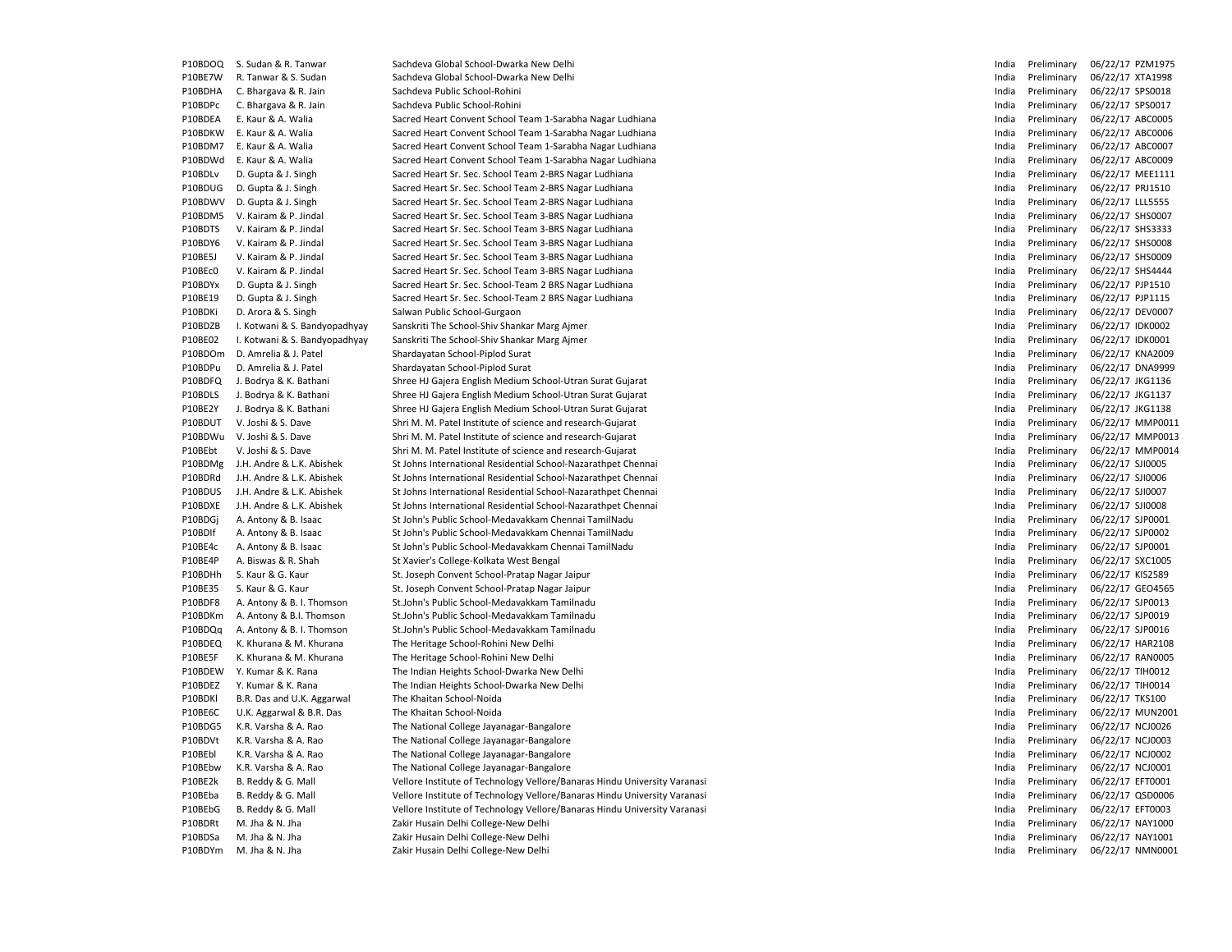| | | | | | | |
|---|---|---|---|---|---|---|
| P10BDOQ | S. Sudan & R. Tanwar | Sachdeva Global School-Dwarka New Delhi | India | Preliminary | 06/22/17 | PZM1975 |
| P10BE7W | R. Tanwar & S. Sudan | Sachdeva Global School-Dwarka New Delhi | India | Preliminary | 06/22/17 | XTA1998 |
| P10BDHA | C. Bhargava & R. Jain | Sachdeva Public School-Rohini | India | Preliminary | 06/22/17 | SPS0018 |
| P10BDPc | C. Bhargava & R. Jain | Sachdeva Public School-Rohini | India | Preliminary | 06/22/17 | SPS0017 |
| P10BDEA | E. Kaur & A. Walia | Sacred Heart Convent School Team 1-Sarabha Nagar Ludhiana | India | Preliminary | 06/22/17 | ABC0005 |
| P10BDKW | E. Kaur & A. Walia | Sacred Heart Convent School Team 1-Sarabha Nagar Ludhiana | India | Preliminary | 06/22/17 | ABC0006 |
| P10BDM7 | E. Kaur & A. Walia | Sacred Heart Convent School Team 1-Sarabha Nagar Ludhiana | India | Preliminary | 06/22/17 | ABC0007 |
| P10BDWd | E. Kaur & A. Walia | Sacred Heart Convent School Team 1-Sarabha Nagar Ludhiana | India | Preliminary | 06/22/17 | ABC0009 |
| P10BDLv | D. Gupta & J. Singh | Sacred Heart Sr. Sec. School Team 2-BRS Nagar Ludhiana | India | Preliminary | 06/22/17 | MEE1111 |
| P10BDUG | D. Gupta & J. Singh | Sacred Heart Sr. Sec. School Team 2-BRS Nagar Ludhiana | India | Preliminary | 06/22/17 | PRJ1510 |
| P10BDWV | D. Gupta & J. Singh | Sacred Heart Sr. Sec. School Team 2-BRS Nagar Ludhiana | India | Preliminary | 06/22/17 | LLL5555 |
| P10BDM5 | V. Kairam & P. Jindal | Sacred Heart Sr. Sec. School Team 3-BRS Nagar Ludhiana | India | Preliminary | 06/22/17 | SHS0007 |
| P10BDTS | V. Kairam & P. Jindal | Sacred Heart Sr. Sec. School Team 3-BRS Nagar Ludhiana | India | Preliminary | 06/22/17 | SHS3333 |
| P10BDY6 | V. Kairam & P. Jindal | Sacred Heart Sr. Sec. School Team 3-BRS Nagar Ludhiana | India | Preliminary | 06/22/17 | SHS0008 |
| P10BE5J | V. Kairam & P. Jindal | Sacred Heart Sr. Sec. School Team 3-BRS Nagar Ludhiana | India | Preliminary | 06/22/17 | SHS0009 |
| P10BEc0 | V. Kairam & P. Jindal | Sacred Heart Sr. Sec. School Team 3-BRS Nagar Ludhiana | India | Preliminary | 06/22/17 | SHS4444 |
| P10BDYx | D. Gupta & J. Singh | Sacred Heart Sr. Sec. School-Team 2 BRS Nagar Ludhiana | India | Preliminary | 06/22/17 | PJP1510 |
| P10BE19 | D. Gupta & J. Singh | Sacred Heart Sr. Sec. School-Team 2 BRS Nagar Ludhiana | India | Preliminary | 06/22/17 | PJP1115 |
| P10BDKi | D. Arora & S. Singh | Salwan Public School-Gurgaon | India | Preliminary | 06/22/17 | DEV0007 |
| P10BDZB | I. Kotwani & S. Bandyopadhyay | Sanskriti The School-Shiv Shankar Marg Ajmer | India | Preliminary | 06/22/17 | IDK0002 |
| P10BE02 | I. Kotwani & S. Bandyopadhyay | Sanskriti The School-Shiv Shankar Marg Ajmer | India | Preliminary | 06/22/17 | IDK0001 |
| P10BDOm | D. Amrelia & J. Patel | Shardayatan School-Piplod Surat | India | Preliminary | 06/22/17 | KNA2009 |
| P10BDPu | D. Amrelia & J. Patel | Shardayatan School-Piplod Surat | India | Preliminary | 06/22/17 | DNA9999 |
| P10BDFQ | J. Bodrya & K. Bathani | Shree HJ Gajera English Medium School-Utran Surat Gujarat | India | Preliminary | 06/22/17 | JKG1136 |
| P10BDLS | J. Bodrya & K. Bathani | Shree HJ Gajera English Medium School-Utran Surat Gujarat | India | Preliminary | 06/22/17 | JKG1137 |
| P10BE2Y | J. Bodrya & K. Bathani | Shree HJ Gajera English Medium School-Utran Surat Gujarat | India | Preliminary | 06/22/17 | JKG1138 |
| P10BDUT | V. Joshi & S. Dave | Shri M. M. Patel Institute of science and research-Gujarat | India | Preliminary | 06/22/17 | MMP0011 |
| P10BDWu | V. Joshi & S. Dave | Shri M. M. Patel Institute of science and research-Gujarat | India | Preliminary | 06/22/17 | MMP0013 |
| P10BEbt | V. Joshi & S. Dave | Shri M. M. Patel Institute of science and research-Gujarat | India | Preliminary | 06/22/17 | MMP0014 |
| P10BDMg | J.H. Andre & L.K. Abishek | St Johns International Residential School-Nazarathpet Chennai | India | Preliminary | 06/22/17 | SJI0005 |
| P10BDRd | J.H. Andre & L.K. Abishek | St Johns International Residential School-Nazarathpet Chennai | India | Preliminary | 06/22/17 | SJI0006 |
| P10BDUS | J.H. Andre & L.K. Abishek | St Johns International Residential School-Nazarathpet Chennai | India | Preliminary | 06/22/17 | SJI0007 |
| P10BDXE | J.H. Andre & L.K. Abishek | St Johns International Residential School-Nazarathpet Chennai | India | Preliminary | 06/22/17 | SJI0008 |
| P10BDGj | A. Antony & B. Isaac | St John's Public School-Medavakkam Chennai TamilNadu | India | Preliminary | 06/22/17 | SJP0001 |
| P10BDIf | A. Antony & B. Isaac | St John's Public School-Medavakkam Chennai TamilNadu | India | Preliminary | 06/22/17 | SJP0002 |
| P10BE4c | A. Antony & B. Isaac | St John's Public School-Medavakkam Chennai TamilNadu | India | Preliminary | 06/22/17 | SJP0001 |
| P10BE4P | A. Biswas & R. Shah | St Xavier's College-Kolkata West Bengal | India | Preliminary | 06/22/17 | SXC1005 |
| P10BDHh | S. Kaur & G. Kaur | St. Joseph Convent School-Pratap Nagar Jaipur | India | Preliminary | 06/22/17 | KIS2589 |
| P10BE35 | S. Kaur & G. Kaur | St. Joseph Convent School-Pratap Nagar Jaipur | India | Preliminary | 06/22/17 | GEO4565 |
| P10BDF8 | A. Antony & B. I. Thomson | St.John's Public School-Medavakkam Tamilnadu | India | Preliminary | 06/22/17 | SJP0013 |
| P10BDKm | A. Antony & B.I. Thomson | St.John's Public School-Medavakkam Tamilnadu | India | Preliminary | 06/22/17 | SJP0019 |
| P10BDQq | A. Antony & B. I. Thomson | St.John's Public School-Medavakkam Tamilnadu | India | Preliminary | 06/22/17 | SJP0016 |
| P10BDEQ | K. Khurana & M. Khurana | The Heritage School-Rohini New Delhi | India | Preliminary | 06/22/17 | HAR2108 |
| P10BE5F | K. Khurana & M. Khurana | The Heritage School-Rohini New Delhi | India | Preliminary | 06/22/17 | RAN0005 |
| P10BDEW | Y. Kumar & K. Rana | The Indian Heights School-Dwarka New Delhi | India | Preliminary | 06/22/17 | TIH0012 |
| P10BDEZ | Y. Kumar & K. Rana | The Indian Heights School-Dwarka New Delhi | India | Preliminary | 06/22/17 | TIH0014 |
| P10BDKl | B.R. Das and U.K. Aggarwal | The Khaitan School-Noida | India | Preliminary | 06/22/17 | TKS100 |
| P10BE6C | U.K. Aggarwal & B.R. Das | The Khaitan School-Noida | India | Preliminary | 06/22/17 | MUN2001 |
| P10BDG5 | K.R. Varsha & A. Rao | The National College Jayanagar-Bangalore | India | Preliminary | 06/22/17 | NCJ0026 |
| P10BDVt | K.R. Varsha & A. Rao | The National College Jayanagar-Bangalore | India | Preliminary | 06/22/17 | NCJ0003 |
| P10BEbl | K.R. Varsha & A. Rao | The National College Jayanagar-Bangalore | India | Preliminary | 06/22/17 | NCJ0002 |
| P10BEbw | K.R. Varsha & A. Rao | The National College Jayanagar-Bangalore | India | Preliminary | 06/22/17 | NCJ0001 |
| P10BE2k | B. Reddy & G. Mall | Vellore Institute of Technology Vellore/Banaras Hindu University Varanasi | India | Preliminary | 06/22/17 | EFT0001 |
| P10BEba | B. Reddy & G. Mall | Vellore Institute of Technology Vellore/Banaras Hindu University Varanasi | India | Preliminary | 06/22/17 | QSD0006 |
| P10BEbG | B. Reddy & G. Mall | Vellore Institute of Technology Vellore/Banaras Hindu University Varanasi | India | Preliminary | 06/22/17 | EFT0003 |
| P10BDRt | M. Jha & N. Jha | Zakir Husain Delhi College-New Delhi | India | Preliminary | 06/22/17 | NAY1000 |
| P10BDSa | M. Jha & N. Jha | Zakir Husain Delhi College-New Delhi | India | Preliminary | 06/22/17 | NAY1001 |
| P10BDYm | M. Jha & N. Jha | Zakir Husain Delhi College-New Delhi | India | Preliminary | 06/22/17 | NMN0001 |